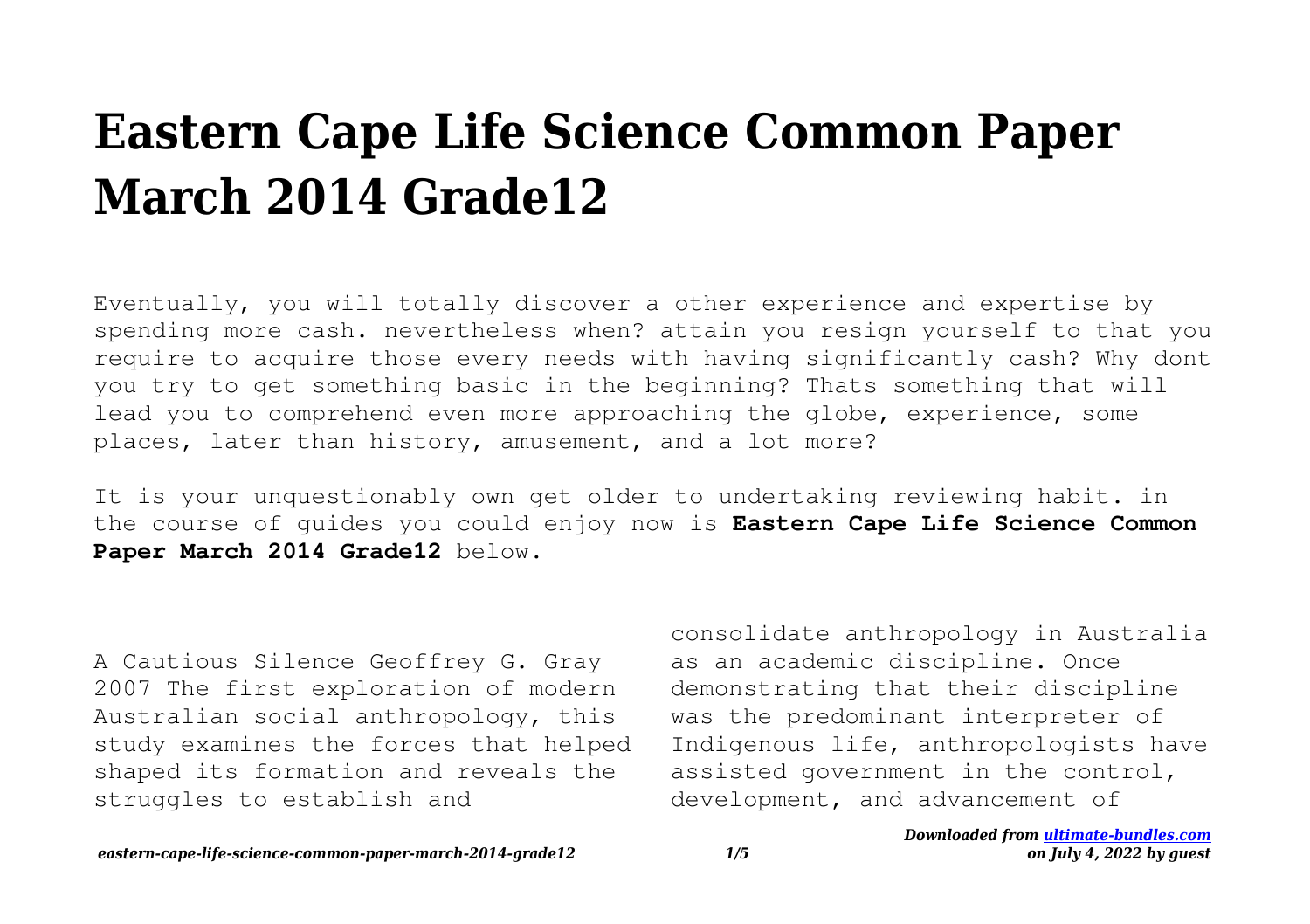# Eastern Cape Life Science Common Paper March 2014 Grade12

Eventually, you will totally discover a other experience and expertise by spending more cash. nevertheless when? attain you resign yourself to that you require to acquire those every needs with having significantly cash? Why dont you try to get something basic in the beginning? Thats something that will lead you to comprehend even more approaching the globe, experience, some places, later than history, amusement, and a lot more?

It is your unquestionably own get older to undertaking reviewing habit. in the course of guides you could enjoy now is **Eastern Cape Life Science Common Paper March 2014 Grade12** below.

A Cautious Silence Geoffrey G. Gray 2007 The first exploration of modern Australian social anthropology, this study examines the forces that helped shaped its formation and reveals the struggles to establish and consolidate anthropology in Australia as an academic discipline. Once demonstrating that their discipline was the predominant interpreter of Indigenous life, anthropologists have assisted government in the control, development, and advancement of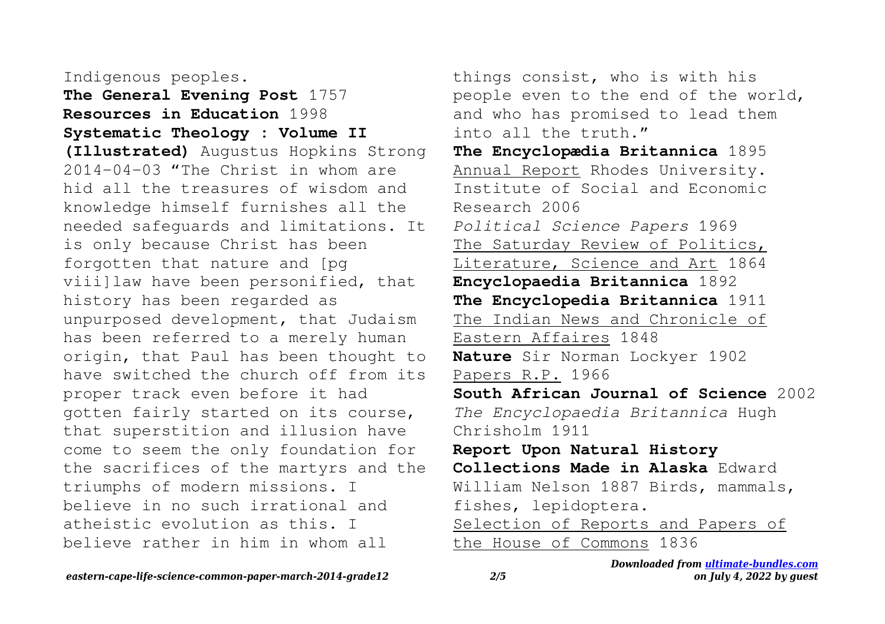Indigenous peoples.

**The General Evening Post** 1757

**Resources in Education** 1998

**Systematic Theology : Volume II (Illustrated)** Augustus Hopkins Strong 2014-04-03 "The Christ in whom are hid all the treasures of wisdom and knowledge himself furnishes all the needed safeguards and limitations. It is only because Christ has been forgotten that nature and [pg viii]law have been personified, that history has been regarded as unpurposed development, that Judaism has been referred to a merely human origin, that Paul has been thought to have switched the church off from its proper track even before it had gotten fairly started on its course, that superstition and illusion have come to seem the only foundation for the sacrifices of the martyrs and the triumphs of modern missions. I believe in no such irrational and atheistic evolution as this. I believe rather in him in whom all things consist, who is with his people even to the end of the world, and who has promised to lead them into all the truth."

**The Encyclopædia Britannica** 1895

Annual Report Rhodes University. Institute of Social and Economic Research 2006

*Political Science Papers* 1969

The Saturday Review of Politics, Literature, Science and Art 1864

**Encyclopaedia Britannica** 1892

**The Encyclopedia Britannica** 1911

The Indian News and Chronicle of Eastern Affaires 1848

**Nature** Sir Norman Lockyer 1902

Papers R.P. 1966

**South African Journal of Science** 2002

*The Encyclopaedia Britannica* Hugh Chrisholm 1911

**Report Upon Natural History Collections Made in Alaska** Edward William Nelson 1887 Birds, mammals, fishes, lepidoptera.

Selection of Reports and Papers of the House of Commons 1836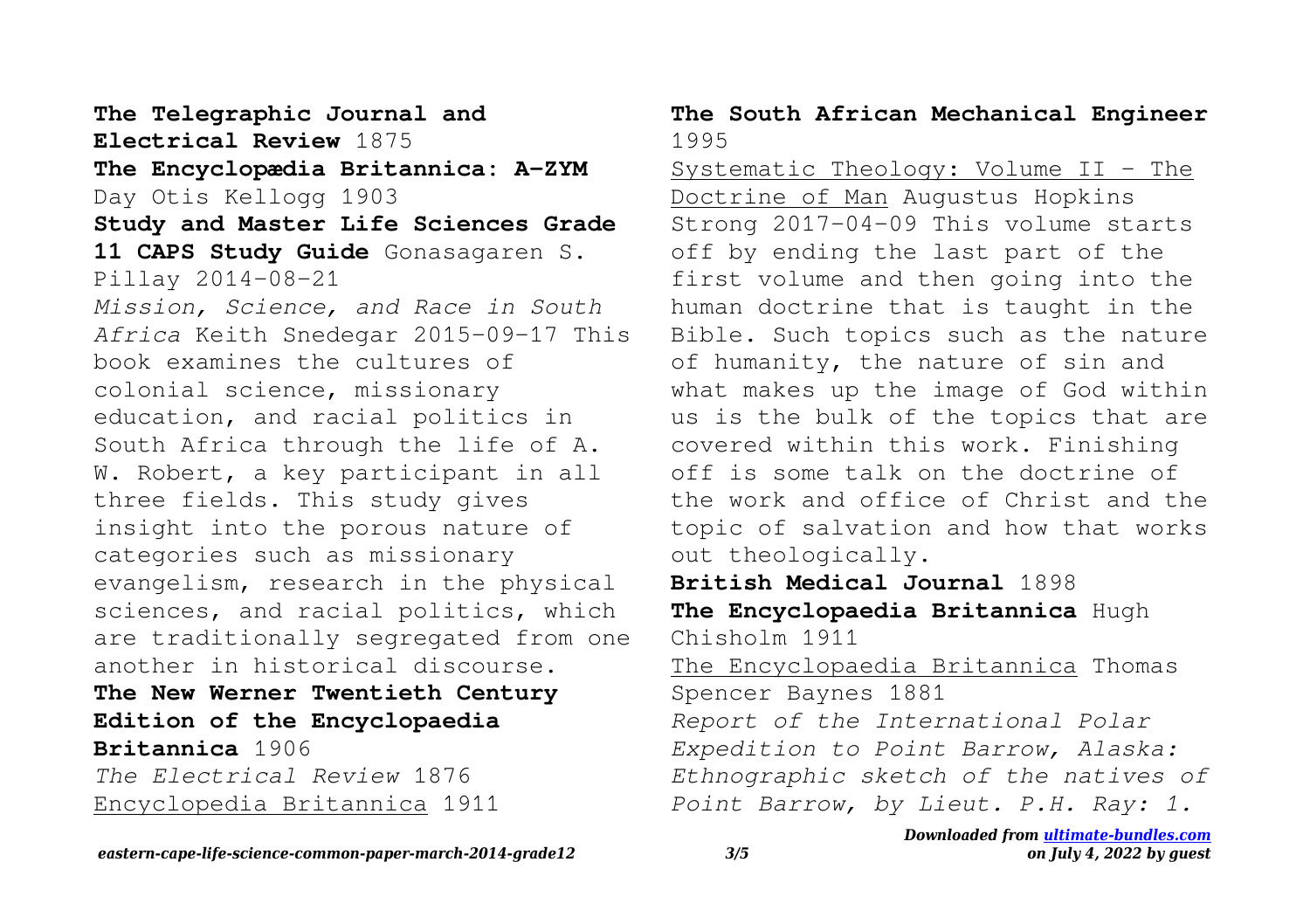**The Telegraphic Journal and Electrical Review** 1875

**The Encyclopædia Britannica: A-ZYM** Day Otis Kellogg 1903

**Study and Master Life Sciences Grade 11 CAPS Study Guide** Gonasagaren S. Pillay 2014-08-21

*Mission, Science, and Race in South Africa* Keith Snedegar 2015-09-17 This book examines the cultures of colonial science, missionary education, and racial politics in South Africa through the life of A. W. Robert, a key participant in all three fields. This study gives insight into the porous nature of categories such as missionary evangelism, research in the physical sciences, and racial politics, which are traditionally segregated from one another in historical discourse.

**The New Werner Twentieth Century Edition of the Encyclopaedia Britannica** 1906

*The Electrical Review* 1876

Encyclopedia Britannica 1911

**The South African Mechanical Engineer** 1995

Systematic Theology: Volume II - The Doctrine of Man Augustus Hopkins Strong 2017-04-09 This volume starts off by ending the last part of the first volume and then going into the human doctrine that is taught in the Bible. Such topics such as the nature of humanity, the nature of sin and what makes up the image of God within us is the bulk of the topics that are covered within this work. Finishing off is some talk on the doctrine of the work and office of Christ and the topic of salvation and how that works out theologically.

**British Medical Journal** 1898

**The Encyclopaedia Britannica** Hugh Chisholm 1911

The Encyclopaedia Britannica Thomas Spencer Baynes 1881

*Report of the International Polar Expedition to Point Barrow, Alaska: Ethnographic sketch of the natives of Point Barrow, by Lieut. P.H. Ray: 1.*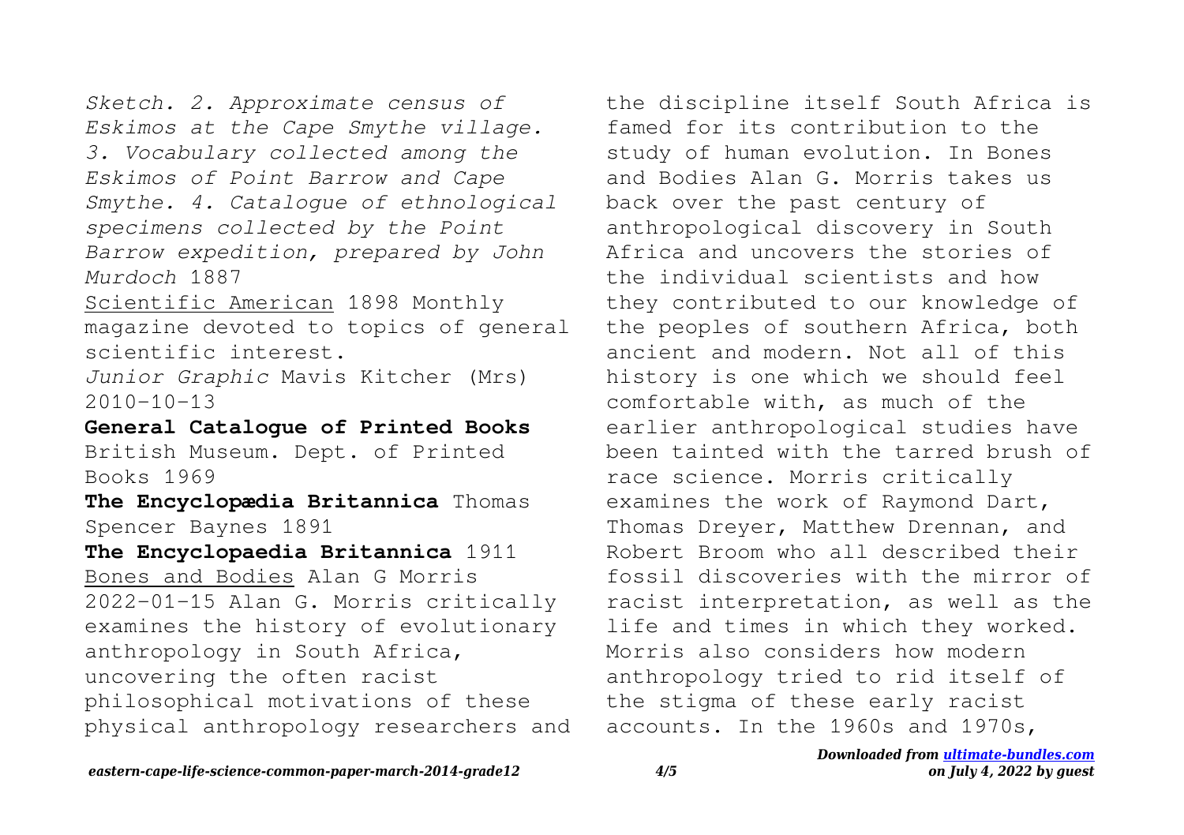*Sketch. 2. Approximate census of Eskimos at the Cape Smythe village. 3. Vocabulary collected among the Eskimos of Point Barrow and Cape Smythe. 4. Catalogue of ethnological specimens collected by the Point Barrow expedition, prepared by John Murdoch* 1887

Scientific American 1898 Monthly magazine devoted to topics of general scientific interest.

*Junior Graphic* Mavis Kitcher (Mrs) 2010-10-13

**General Catalogue of Printed Books** British Museum. Dept. of Printed Books 1969

**The Encyclopædia Britannica** Thomas Spencer Baynes 1891

**The Encyclopaedia Britannica** 1911

Bones and Bodies Alan G Morris 2022-01-15 Alan G. Morris critically examines the history of evolutionary anthropology in South Africa, uncovering the often racist philosophical motivations of these physical anthropology researchers and the discipline itself South Africa is famed for its contribution to the study of human evolution. In Bones and Bodies Alan G. Morris takes us back over the past century of anthropological discovery in South Africa and uncovers the stories of the individual scientists and how they contributed to our knowledge of the peoples of southern Africa, both ancient and modern. Not all of this history is one which we should feel comfortable with, as much of the earlier anthropological studies have been tainted with the tarred brush of race science. Morris critically examines the work of Raymond Dart, Thomas Dreyer, Matthew Drennan, and Robert Broom who all described their fossil discoveries with the mirror of racist interpretation, as well as the life and times in which they worked. Morris also considers how modern anthropology tried to rid itself of the stigma of these early racist accounts. In the 1960s and 1970s,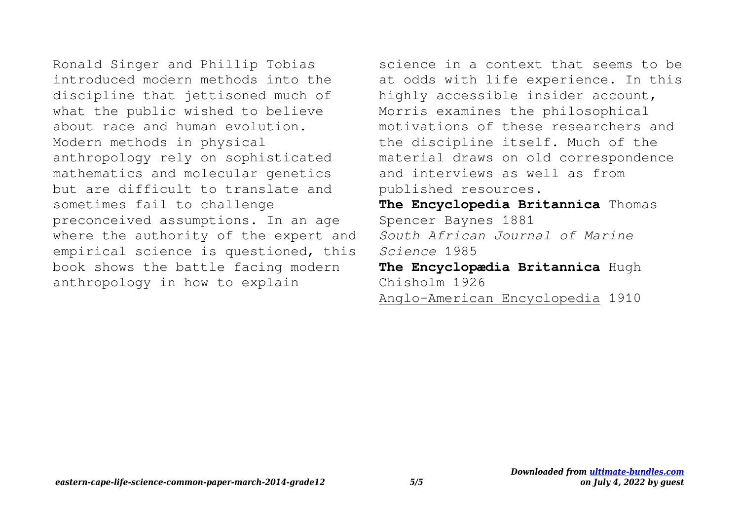Ronald Singer and Phillip Tobias introduced modern methods into the discipline that jettisoned much of what the public wished to believe about race and human evolution. Modern methods in physical anthropology rely on sophisticated mathematics and molecular genetics but are difficult to translate and sometimes fail to challenge preconceived assumptions. In an age where the authority of the expert and empirical science is questioned, this book shows the battle facing modern anthropology in how to explain science in a context that seems to be at odds with life experience. In this highly accessible insider account, Morris examines the philosophical motivations of these researchers and the discipline itself. Much of the material draws on old correspondence and interviews as well as from published resources.

**The Encyclopedia Britannica** Thomas Spencer Baynes 1881

*South African Journal of Marine Science* 1985

**The Encyclopædia Britannica** Hugh Chisholm 1926

Anglo-American Encyclopedia 1910